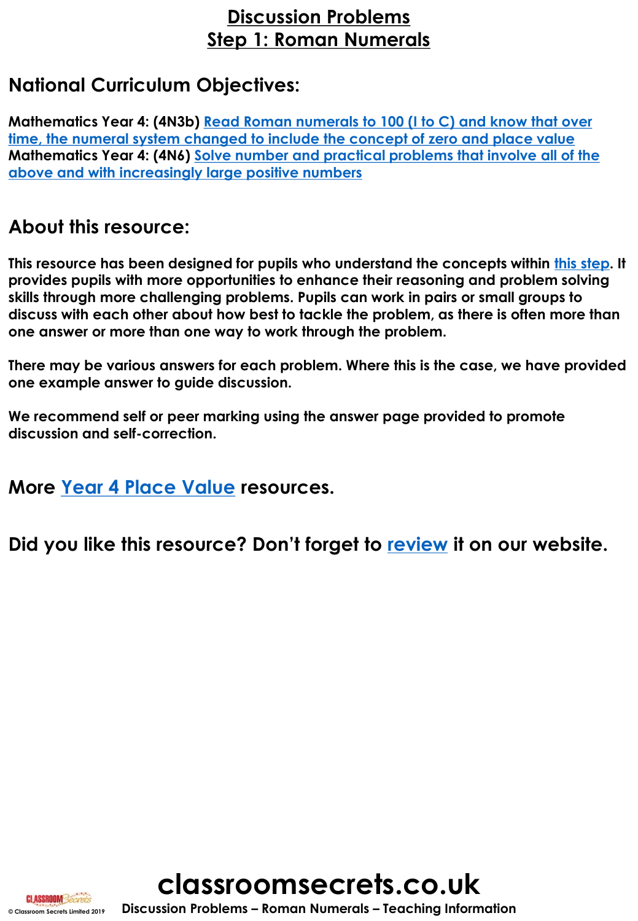# Discussion Problems
# Step 1: Roman Numerals

## National Curriculum Objectives:

**Mathematics Year 4: (4N3b)** Read Roman numerals to 100 (I to C) and know that over time, the numeral system changed to include the concept of zero and place value
**Mathematics Year 4: (4N6)** Solve number and practical problems that involve all of the above and with increasingly large positive numbers

## About this resource:

**This resource has been designed for pupils who understand the concepts within this step. It provides pupils with more opportunities to enhance their reasoning and problem solving skills through more challenging problems. Pupils can work in pairs or small groups to discuss with each other about how best to tackle the problem, as there is often more than one answer or more than one way to work through the problem.**

**There may be various answers for each problem. Where this is the case, we have provided one example answer to guide discussion.**

**We recommend self or peer marking using the answer page provided to promote discussion and self-correction.**

## More Year 4 Place Value resources.

## Did you like this resource? Don't forget to review it on our website.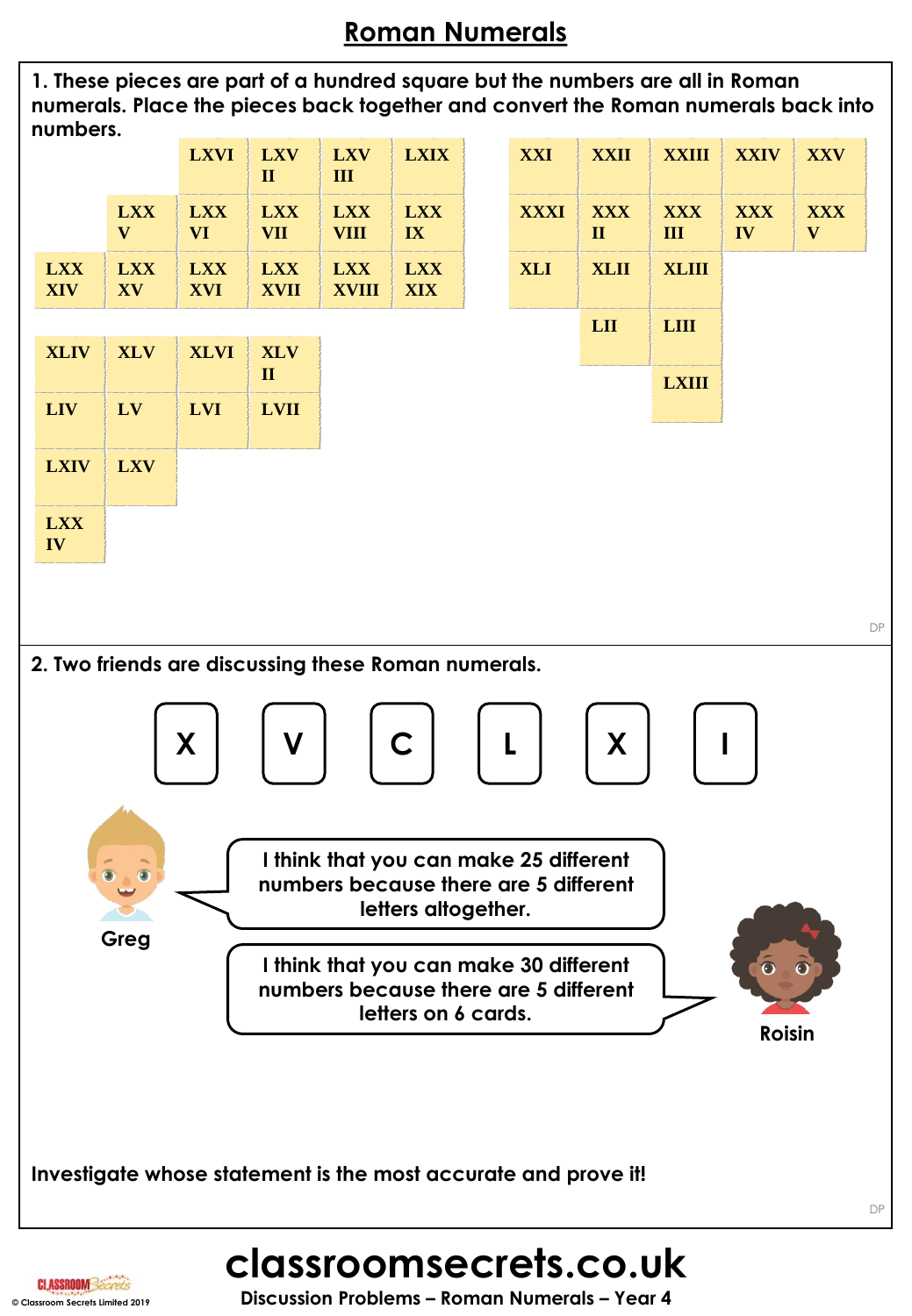# Roman Numerals

**1. These pieces are part of a hundred square but the numbers are all in Roman numerals. Place the pieces back together and convert the Roman numerals back into numbers.**

| | | | | |
|---|---|---|---|---|
| | | LXVI | LXVII | LXVIII | LXIX |
| | LXXV | LXXVI | LXXVII | LXXVIII | LXXIX |
| LXXIV | LXXV | LXXVI | LXXVII | LXXVIII | LXXIX |

| | | | | |
|---|---|---|---|---|
| XXI | XXII | XXIII | XXIV | XXV |
| XXXI | XXXII | XXXIII | XXXIV | XXXV |
| XLI | XLII | XLIII | | |
| | LII | LIII | | |
| | | LXIII | | |

| | | | |
|---|---|---|---|
| XLIV | XLV | XLVI | XLVII |
| LIV | LV | LVI | LVII |
| LXIV | LXV | | |
| LXXIV | | | |

**2. Two friends are discussing these Roman numerals.**

X V C L X I

**Greg:** I think that you can make 25 different numbers because there are 5 different letters altogether.

**Roisin:** I think that you can make 30 different numbers because there are 5 different letters on 6 cards.

**Investigate whose statement is the most accurate and prove it!**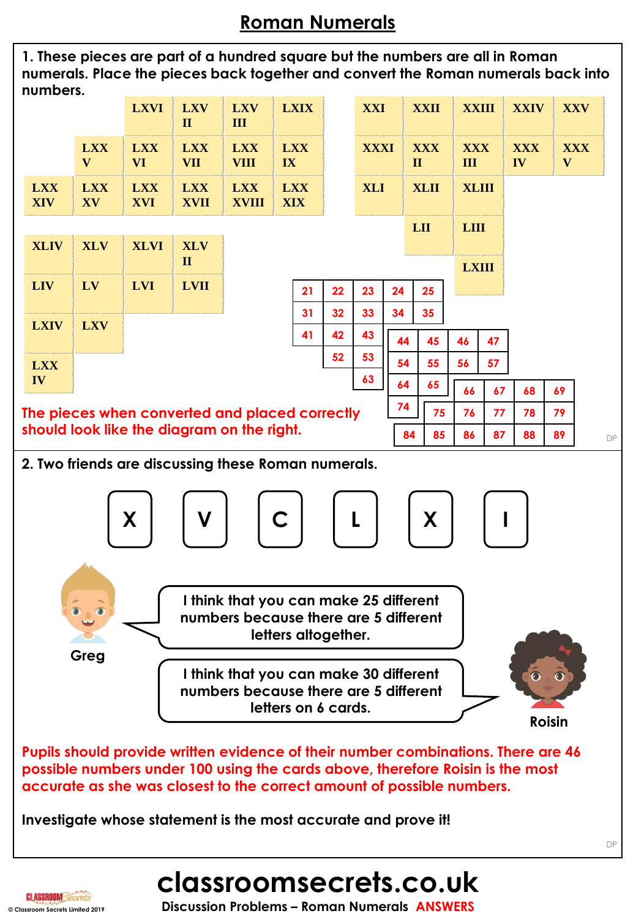# Roman Numerals

1. These pieces are part of a hundred square but the numbers are all in Roman numerals. Place the pieces back together and convert the Roman numerals back into numbers.

LXVI, LXVII, LXVIII, LXIX
LXXV, LXXVI, LXXVII, LXXVIII, LXXIX
LXXIV, LXXV, LXXVI, LXXVII, LXXVIII, LXXIX

XXI, XXII, XXIII, XXIV, XXV
XXXI, XXXII, XXXIII, XXXIV, XXXV
XLI, XLII, XLIII
LII, LIII
LXIII

XLIV, XLV, XLVI, XLVII
LIV, LV, LVI, LVII
LXIV, LXV
LXXIV

| | | | | | | | | |
|---|---|---|---|---|---|---|---|---|
| 21 | 22 | 23 | 24 | 25 | | | | |
| 31 | 32 | 33 | 34 | 35 | | | | |
| 41 | 42 | 43 | 44 | 45 | 46 | 47 | | |
| | 52 | 53 | 54 | 55 | 56 | 57 | | |
| | | 63 | 64 | 65 | 66 | 67 | 68 | 69 |
| | | | 74 | 75 | 76 | 77 | 78 | 79 |
| | | | 84 | 85 | 86 | 87 | 88 | 89 |

The pieces when converted and placed correctly should look like the diagram on the right.

2. Two friends are discussing these Roman numerals.

X V C L X I

Greg: I think that you can make 25 different numbers because there are 5 different letters altogether.

Roisin: I think that you can make 30 different numbers because there are 5 different letters on 6 cards.

Pupils should provide written evidence of their number combinations. There are 46 possible numbers under 100 using the cards above, therefore Roisin is the most accurate as she was closest to the correct amount of possible numbers.

Investigate whose statement is the most accurate and prove it!